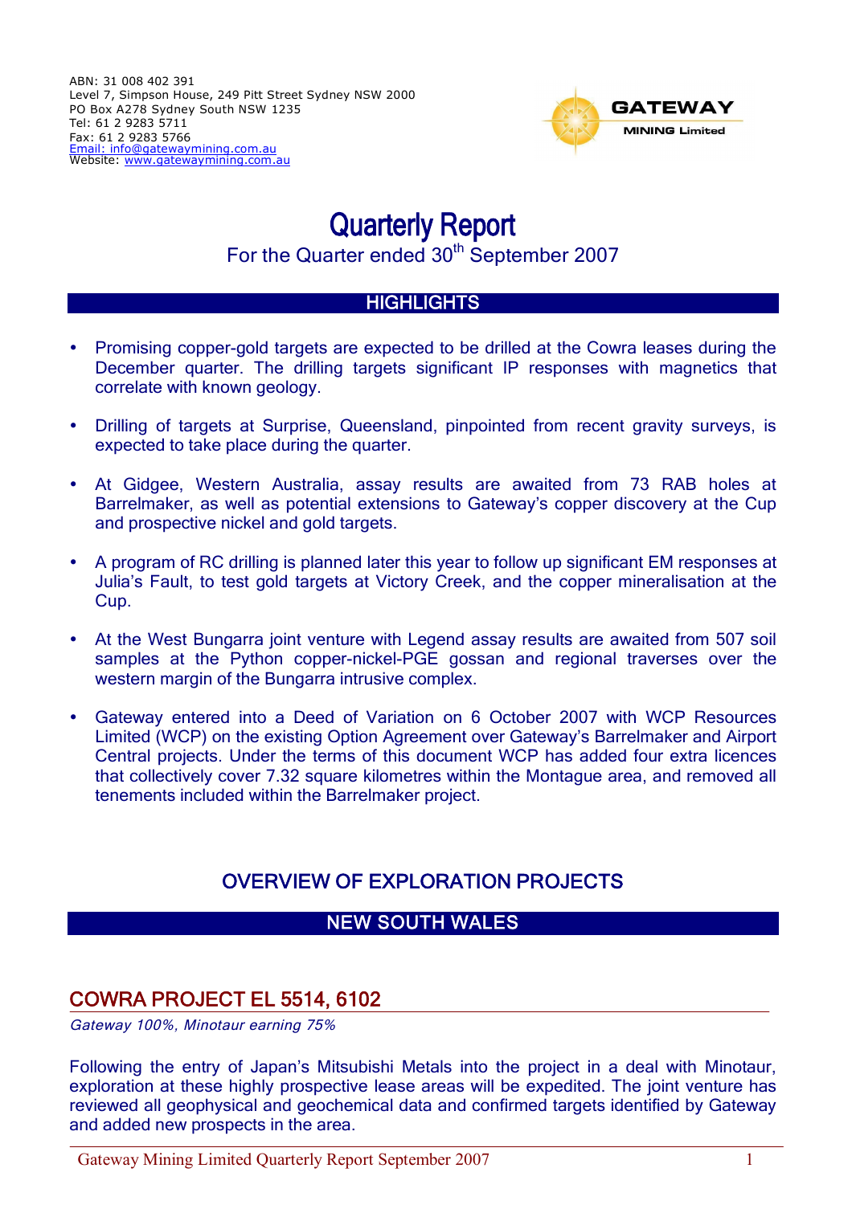ABN: 31 008 402 391
Level 7, Simpson House, 249 Pitt Street Sydney NSW 2000
PO Box A278 Sydney South NSW 1235
Tel: 61 2 9283 5711
Fax: 61 2 9283 5766
Email: info@gatewaymining.com.au
Website: www.gatewaymining.com.au

GATEWAY MINING Limited

# Quarterly Report

For the Quarter ended 30th September 2007

## HIGHLIGHTS

- Promising copper-gold targets are expected to be drilled at the Cowra leases during the December quarter. The drilling targets significant IP responses with magnetics that correlate with known geology.

- Drilling of targets at Surprise, Queensland, pinpointed from recent gravity surveys, is expected to take place during the quarter.

- At Gidgee, Western Australia, assay results are awaited from 73 RAB holes at Barrelmaker, as well as potential extensions to Gateway's copper discovery at the Cup and prospective nickel and gold targets.

- A program of RC drilling is planned later this year to follow up significant EM responses at Julia's Fault, to test gold targets at Victory Creek, and the copper mineralisation at the Cup.

- At the West Bungarra joint venture with Legend assay results are awaited from 507 soil samples at the Python copper-nickel-PGE gossan and regional traverses over the western margin of the Bungarra intrusive complex.

- Gateway entered into a Deed of Variation on 6 October 2007 with WCP Resources Limited (WCP) on the existing Option Agreement over Gateway's Barrelmaker and Airport Central projects. Under the terms of this document WCP has added four extra licences that collectively cover 7.32 square kilometres within the Montague area, and removed all tenements included within the Barrelmaker project.

## OVERVIEW OF EXPLORATION PROJECTS

## NEW SOUTH WALES

### COWRA PROJECT EL 5514, 6102

*Gateway 100%, Minotaur earning 75%*

Following the entry of Japan's Mitsubishi Metals into the project in a deal with Minotaur, exploration at these highly prospective lease areas will be expedited. The joint venture has reviewed all geophysical and geochemical data and confirmed targets identified by Gateway and added new prospects in the area.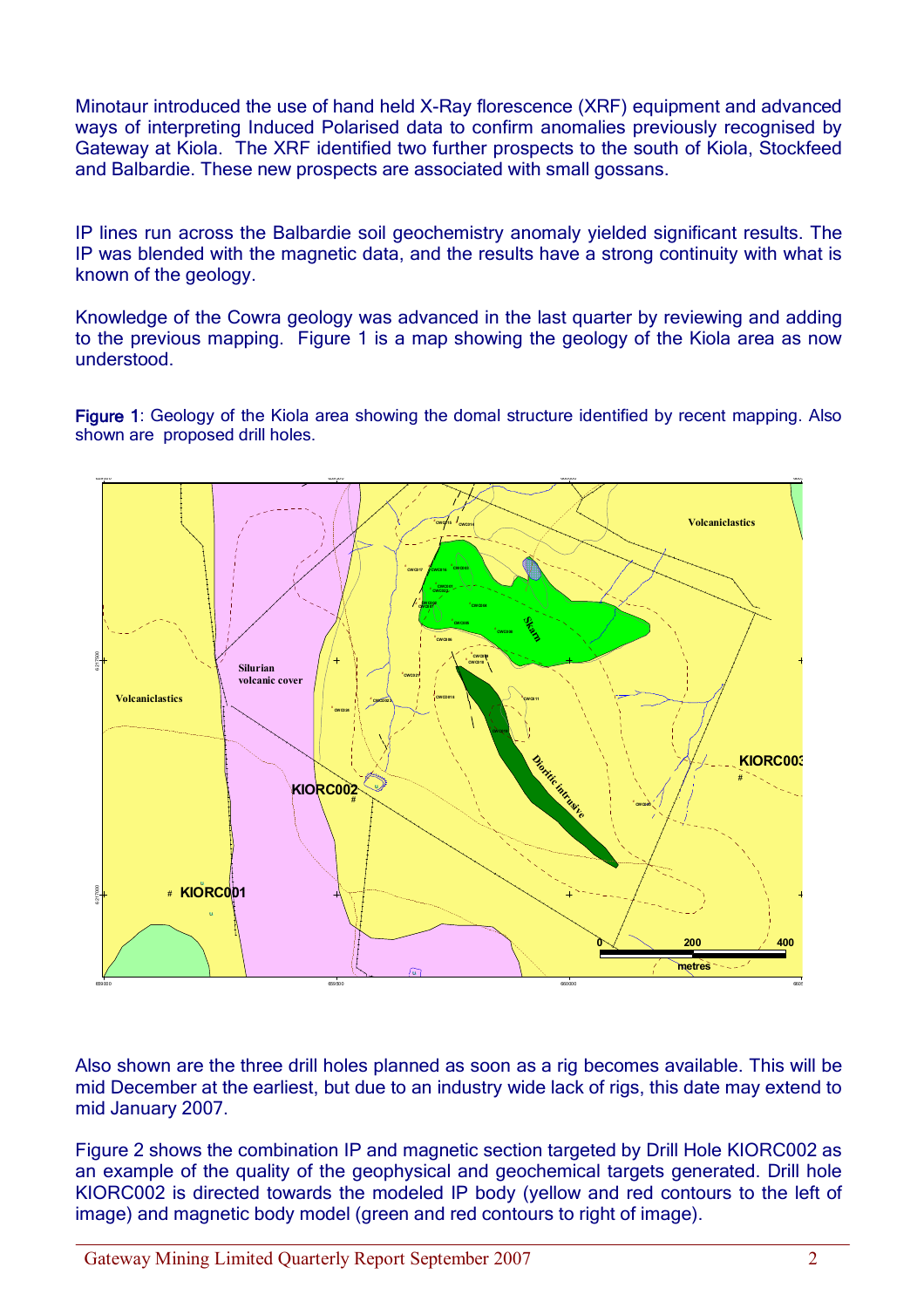Minotaur introduced the use of hand held X-Ray florescence (XRF) equipment and advanced ways of interpreting Induced Polarised data to confirm anomalies previously recognised by Gateway at Kiola. The XRF identified two further prospects to the south of Kiola, Stockfeed and Balbardie. These new prospects are associated with small gossans.

IP lines run across the Balbardie soil geochemistry anomaly yielded significant results. The IP was blended with the magnetic data, and the results have a strong continuity with what is known of the geology.

Knowledge of the Cowra geology was advanced in the last quarter by reviewing and adding to the previous mapping. Figure 1 is a map showing the geology of the Kiola area as now understood.

**Figure 1**: Geology of the Kiola area showing the domal structure identified by recent mapping. Also shown are proposed drill holes.

Also shown are the three drill holes planned as soon as a rig becomes available. This will be mid December at the earliest, but due to an industry wide lack of rigs, this date may extend to mid January 2007.

Figure 2 shows the combination IP and magnetic section targeted by Drill Hole KIORC002 as an example of the quality of the geophysical and geochemical targets generated. Drill hole KIORC002 is directed towards the modeled IP body (yellow and red contours to the left of image) and magnetic body model (green and red contours to right of image).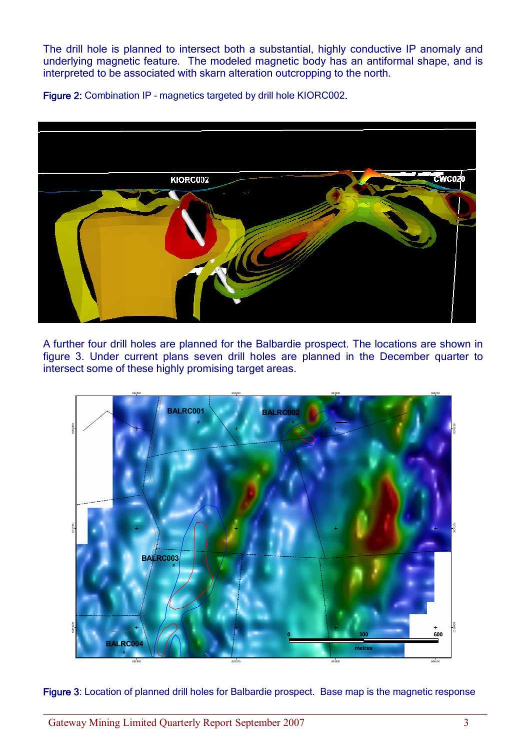The drill hole is planned to intersect both a substantial, highly conductive IP anomaly and underlying magnetic feature. The modeled magnetic body has an antiformal shape, and is interpreted to be associated with skarn alteration outcropping to the north.

**Figure 2:** Combination IP – magnetics targeted by drill hole KIORC002.

A further four drill holes are planned for the Balbardie prospect. The locations are shown in figure 3. Under current plans seven drill holes are planned in the December quarter to intersect some of these highly promising target areas.

**Figure 3**: Location of planned drill holes for Balbardie prospect. Base map is the magnetic response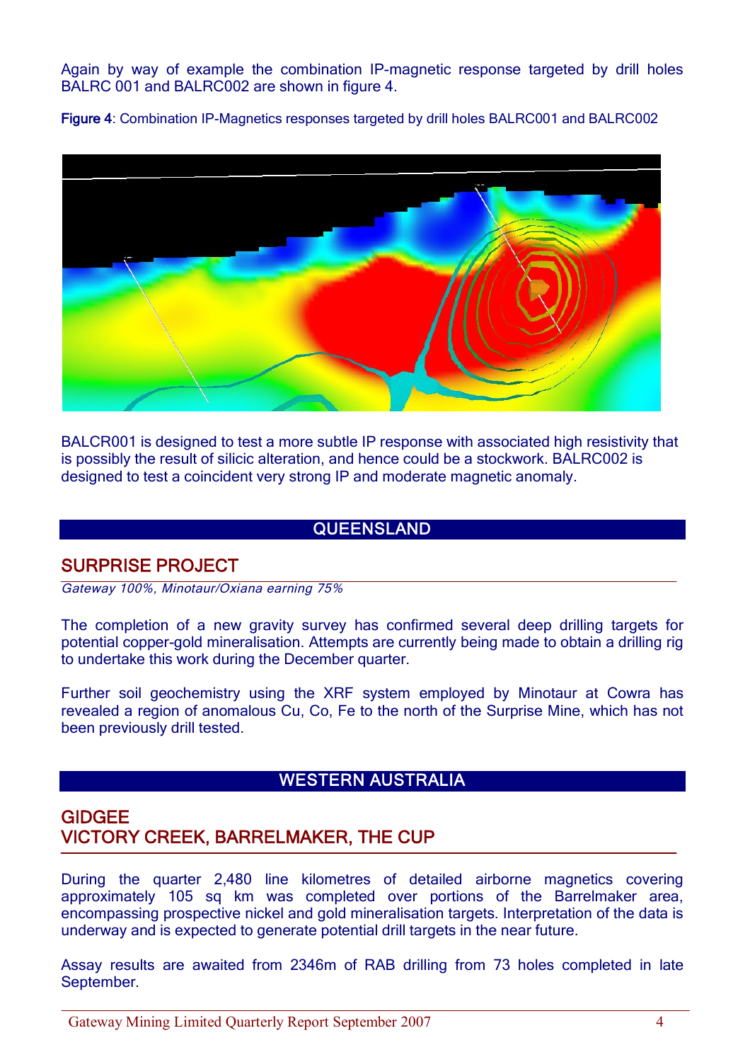Again by way of example the combination IP-magnetic response targeted by drill holes BALRC 001 and BALRC002 are shown in figure 4.

**Figure 4**: Combination IP-Magnetics responses targeted by drill holes BALRC001 and BALRC002

BALCR001 is designed to test a more subtle IP response with associated high resistivity that is possibly the result of silicic alteration, and hence could be a stockwork. BALRC002 is designed to test a coincident very strong IP and moderate magnetic anomaly.

## QUEENSLAND

### SURPRISE PROJECT

*Gateway 100%, Minotaur/Oxiana earning 75%*

The completion of a new gravity survey has confirmed several deep drilling targets for potential copper-gold mineralisation. Attempts are currently being made to obtain a drilling rig to undertake this work during the December quarter.

Further soil geochemistry using the XRF system employed by Minotaur at Cowra has revealed a region of anomalous Cu, Co, Fe to the north of the Surprise Mine, which has not been previously drill tested.

## WESTERN AUSTRALIA

### GIDGEE
### VICTORY CREEK, BARRELMAKER, THE CUP

During the quarter 2,480 line kilometres of detailed airborne magnetics covering approximately 105 sq km was completed over portions of the Barrelmaker area, encompassing prospective nickel and gold mineralisation targets. Interpretation of the data is underway and is expected to generate potential drill targets in the near future.

Assay results are awaited from 2346m of RAB drilling from 73 holes completed in late September.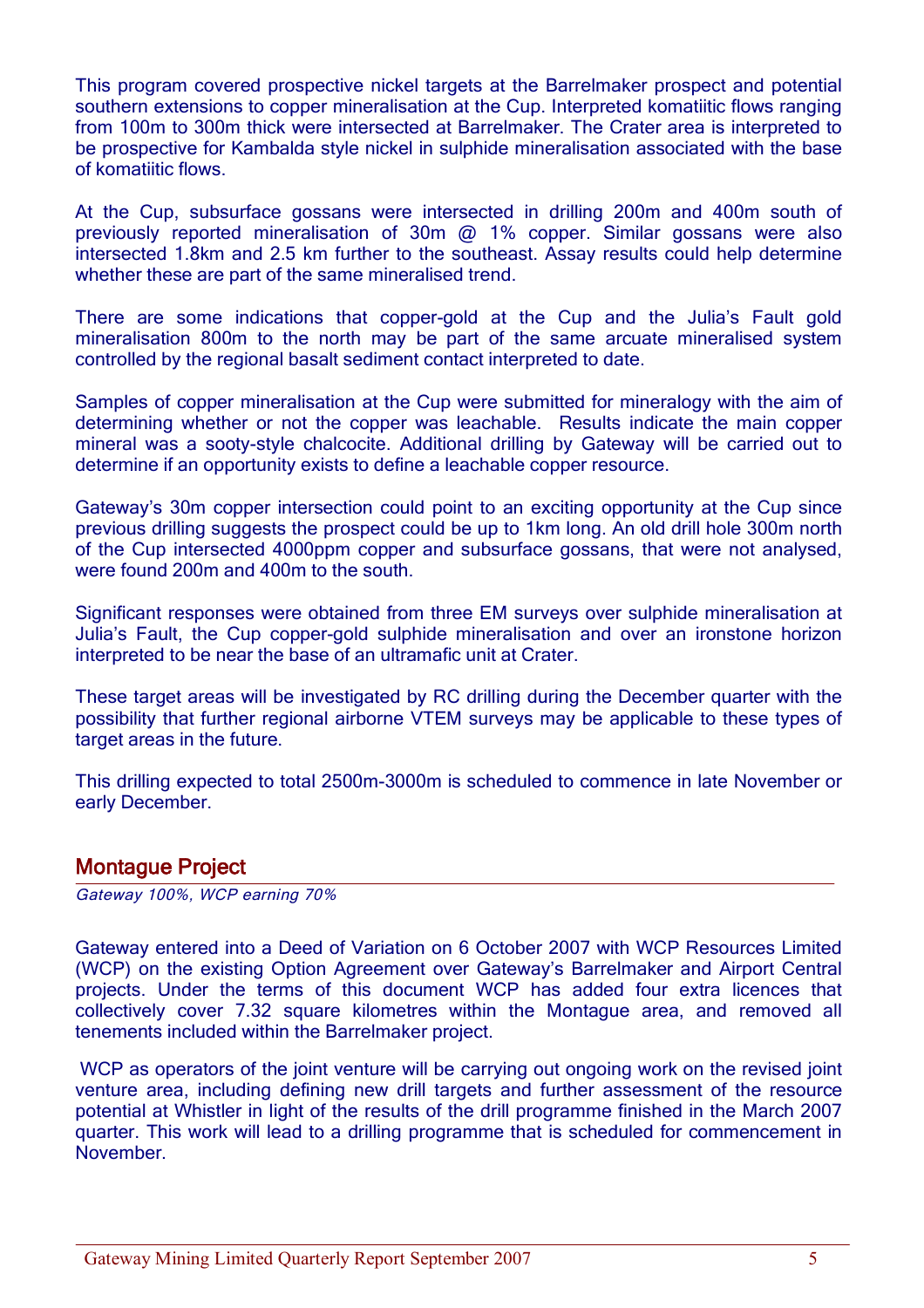This program covered prospective nickel targets at the Barrelmaker prospect and potential southern extensions to copper mineralisation at the Cup. Interpreted komatiitic flows ranging from 100m to 300m thick were intersected at Barrelmaker. The Crater area is interpreted to be prospective for Kambalda style nickel in sulphide mineralisation associated with the base of komatiitic flows.

At the Cup, subsurface gossans were intersected in drilling 200m and 400m south of previously reported mineralisation of 30m @ 1% copper. Similar gossans were also intersected 1.8km and 2.5 km further to the southeast. Assay results could help determine whether these are part of the same mineralised trend.

There are some indications that copper-gold at the Cup and the Julia's Fault gold mineralisation 800m to the north may be part of the same arcuate mineralised system controlled by the regional basalt sediment contact interpreted to date.

Samples of copper mineralisation at the Cup were submitted for mineralogy with the aim of determining whether or not the copper was leachable. Results indicate the main copper mineral was a sooty-style chalcocite. Additional drilling by Gateway will be carried out to determine if an opportunity exists to define a leachable copper resource.

Gateway's 30m copper intersection could point to an exciting opportunity at the Cup since previous drilling suggests the prospect could be up to 1km long. An old drill hole 300m north of the Cup intersected 4000ppm copper and subsurface gossans, that were not analysed, were found 200m and 400m to the south.

Significant responses were obtained from three EM surveys over sulphide mineralisation at Julia's Fault, the Cup copper-gold sulphide mineralisation and over an ironstone horizon interpreted to be near the base of an ultramafic unit at Crater.

These target areas will be investigated by RC drilling during the December quarter with the possibility that further regional airborne VTEM surveys may be applicable to these types of target areas in the future.

This drilling expected to total 2500m-3000m is scheduled to commence in late November or early December.

## Montague Project

*Gateway 100%, WCP earning 70%*

Gateway entered into a Deed of Variation on 6 October 2007 with WCP Resources Limited (WCP) on the existing Option Agreement over Gateway's Barrelmaker and Airport Central projects. Under the terms of this document WCP has added four extra licences that collectively cover 7.32 square kilometres within the Montague area, and removed all tenements included within the Barrelmaker project.

WCP as operators of the joint venture will be carrying out ongoing work on the revised joint venture area, including defining new drill targets and further assessment of the resource potential at Whistler in light of the results of the drill programme finished in the March 2007 quarter. This work will lead to a drilling programme that is scheduled for commencement in November.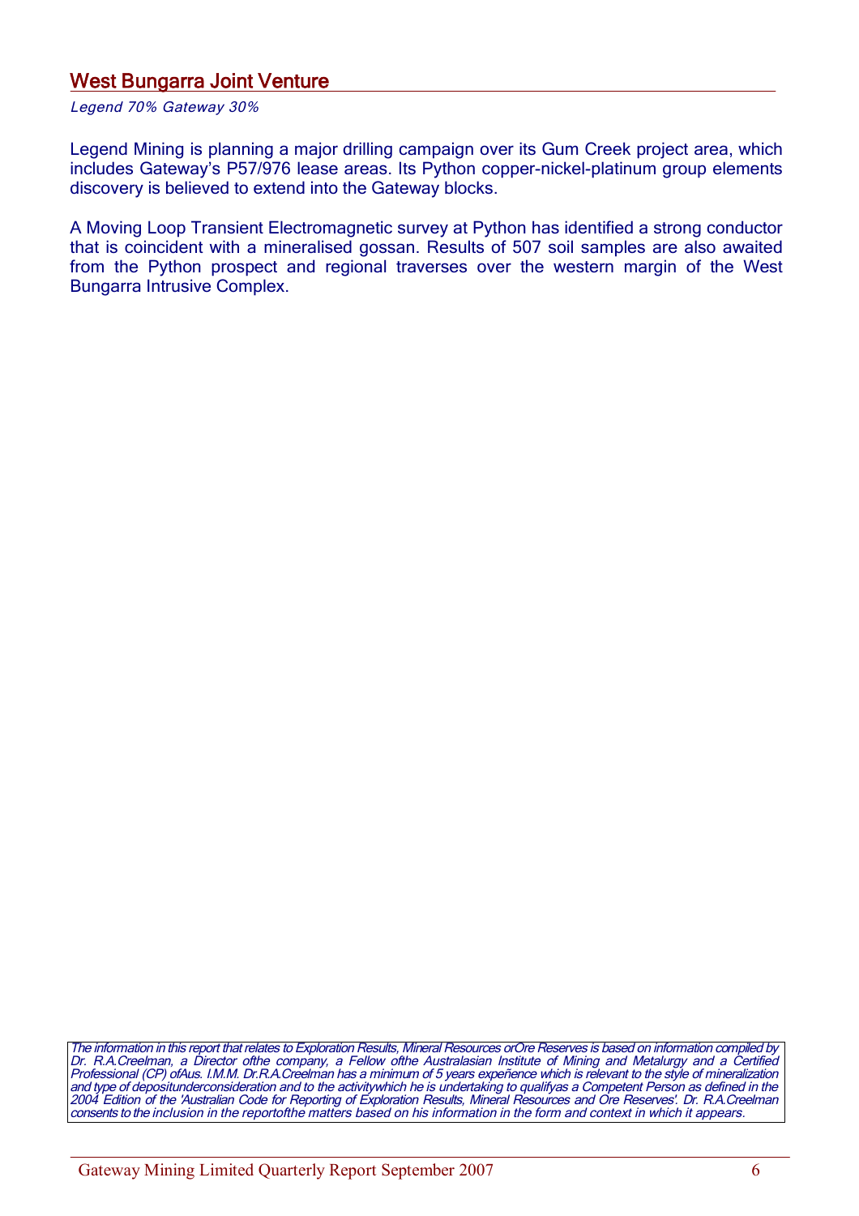## West Bungarra Joint Venture

*Legend 70% Gateway 30%*

Legend Mining is planning a major drilling campaign over its Gum Creek project area, which includes Gateway's P57/976 lease areas. Its Python copper-nickel-platinum group elements discovery is believed to extend into the Gateway blocks.

A Moving Loop Transient Electromagnetic survey at Python has identified a strong conductor that is coincident with a mineralised gossan. Results of 507 soil samples are also awaited from the Python prospect and regional traverses over the western margin of the West Bungarra Intrusive Complex.

*The information in this report that relates to Exploration Results, Mineral Resources orOre Reserves is based on information compiled by Dr. R.A.Creelman, a Director ofthe company, a Fellow ofthe Australasian Institute of Mining and Metalurgy and a Certified Professional (CP) ofAus. I.M.M. Dr.R.A.Creelman has a minimum of 5 years expeñence which is relevant to the style of mineralization and type of depositunderconsideration and to the activitywhich he is undertaking to qualifyas a Competent Person as defined in the 2004 Edition of the 'Australian Code for Reporting of Exploration Results, Mineral Resources and Ore Reserves'. Dr. R.A.Creelman consents to the inclusion in the reportofthe matters based on his information in the form and context in which it appears.*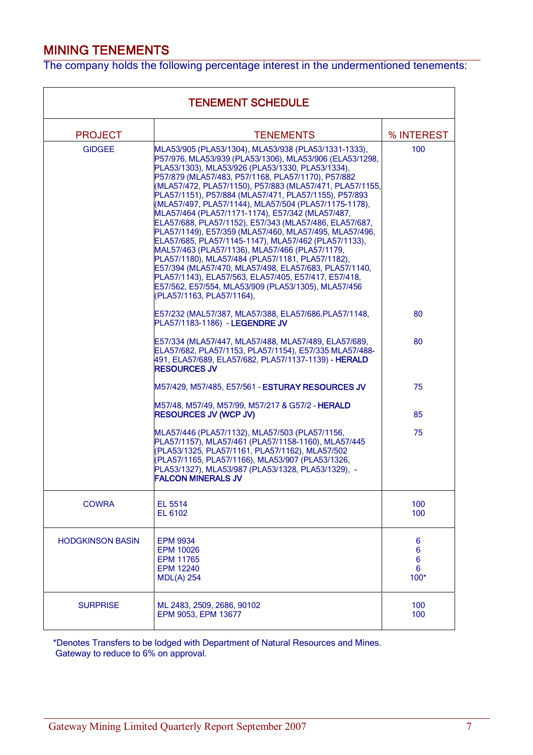## MINING TENEMENTS

The company holds the following percentage interest in the undermentioned tenements:

| TENEMENT SCHEDULE | | |
|---|---|---|
| PROJECT | TENEMENTS | % INTEREST |
| GIDGEE | MLA53/905 (PLA53/1304), MLA53/938 (PLA53/1331-1333), P57/976, MLA53/939 (PLA53/1306), MLA53/906 (ELA53/1298, PLA53/1303), MLA53/926 (PLA53/1330, PLA53/1334), P57/879 (MLA57/483, P57/1168, PLA57/1170), P57/882 (MLA57/472, PLA57/1150), P57/883 (MLA57/471, PLA57/1155, PLA57/1151), P57/884 (MLA57/471, PLA57/1155), P57/893 (MLA57/497, PLA57/1144), MLA57/504 (PLA57/1175-1178), MLA57/464 (PLA57/1171-1174), E57/342 (MLA57/487, ELA57/688, PLA57/1152), E57/343 (MLA57/486, ELA57/687, PLA57/1149), E57/359 (MLA57/460, MLA57/495, MLA57/496, ELA57/685, PLA57/1145-1147), MLA57/462 (PLA57/1133), MAL57/463 (PLA57/1136), MLA57/466 (PLA57/1179, PLA57/1180), MLA57/484 (PLA57/1181, PLA57/1182), E57/394 (MLA57/470, MLA57/498, ELA57/683, PLA57/1140, PLA57/1143), ELA57/563, ELA57/405, E57/417, E57/418, E57/562, E57/554, MLA53/909 (PLA53/1305), MLA57/456 (PLA57/1163, PLA57/1164), | 100 |
| | E57/232 (MAL57/387, MLA57/388, ELA57/686,PLA57/1148, PLA57/1183-1186) - **LEGENDRE JV** | 80 |
| | E57/334 (MLA57/447, MLA57/488, MLA57/489, ELA57/689, ELA57/682, PLA57/1153, PLA57/1154), E57/335 MLA57/488-491, ELA57/689, ELA57/682, PLA57/1137-1139) - **HERALD RESOURCES JV** | 80 |
| | M57/429, M57/485, E57/561 - **ESTURAY RESOURCES JV** | 75 |
| | M57/48, M57/49, M57/99, M57/217 & G57/2 - **HERALD RESOURCES JV (WCP JV)** | 85 |
| | MLA57/446 (PLA57/1132), MLA57/503 (PLA57/1156, PLA57/1157), MLA57/461 (PLA57/1158-1160), MLA57/445 (PLA53/1325, PLA57/1161, PLA57/1162), MLA57/502 (PLA57/1165, PLA57/1166), MLA53/907 (PLA53/1326, PLA53/1327), MLA53/987 (PLA53/1328, PLA53/1329), - **FALCON MINERALS JV** | 75 |
| COWRA | EL 5514<br>EL 6102 | 100<br>100 |
| HODGKINSON BASIN | EPM 9934<br>EPM 10026<br>EPM 11765<br>EPM 12240<br>MDL(A) 254 | 6<br>6<br>6<br>6<br>100* |
| SURPRISE | ML 2483, 2509, 2686, 90102<br>EPM 9053, EPM 13677 | 100<br>100 |

*Denotes Transfers to be lodged with Department of Natural Resources and Mines. Gateway to reduce to 6% on approval.